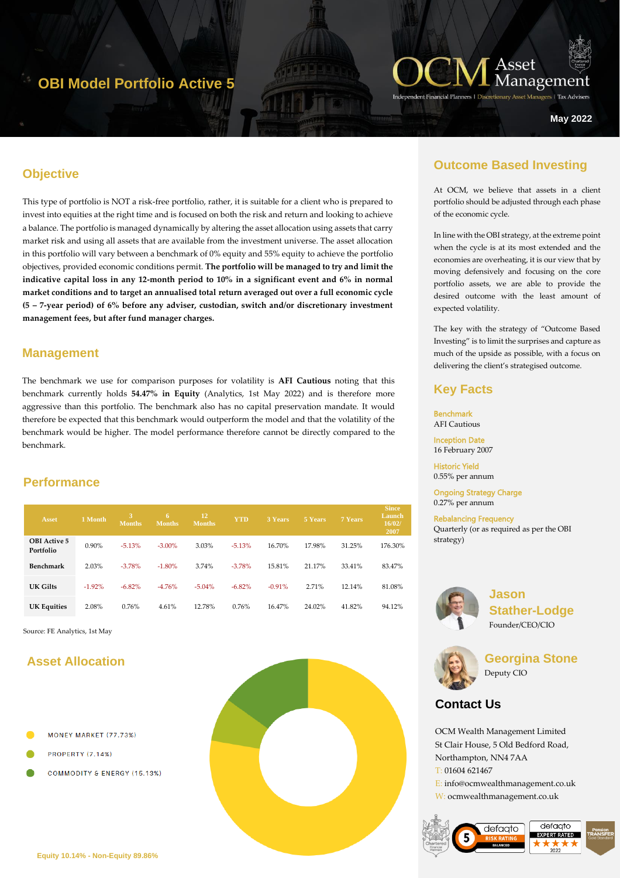# OBI Model Portfolio Active 5

OCM Asset Management

Independent Financial Planners | Discretionary Asset Managers | Tax Advisers

May 2022

## Objective

This type of portfolio is NOT a risk-free portfolio, rather, it is suitable for a client who is prepared to invest into equities at the right time and is focused on both the risk and return and looking to achieve a balance. The portfolio is managed dynamically by altering the asset allocation using assets that carry market risk and using all assets that are available from the investment universe. The asset allocation in this portfolio will vary between a benchmark of 0% equity and 55% equity to achieve the portfolio objectives, provided economic conditions permit. **The portfolio will be managed to try and limit the indicative capital loss in any 12-month period to 10% in a significant event and 6% in normal market conditions and to target an annualised total return averaged out over a full economic cycle (5 – 7-year period) of 6% before any adviser, custodian, switch and/or discretionary investment management fees, but after fund manager charges.**

## Management

The benchmark we use for comparison purposes for volatility is **AFI Cautious** noting that this benchmark currently holds **54.47% in Equity** (Analytics, 1st May 2022) and is therefore more aggressive than this portfolio. The benchmark also has no capital preservation mandate. It would therefore be expected that this benchmark would outperform the model and that the volatility of the benchmark would be higher. The model performance therefore cannot be directly compared to the benchmark.

## Performance

| Asset | 1 Month | 3 Months | 6 Months | 12 Months | YTD | 3 Years | 5 Years | 7 Years | Since Launch 16/02/2007 |
|---|---|---|---|---|---|---|---|---|---|
| OBI Active 5 Portfolio | 0.90% | -5.13% | -3.00% | 3.03% | -5.13% | 16.70% | 17.98% | 31.25% | 176.30% |
| Benchmark | 2.03% | -3.78% | -1.80% | 3.74% | -3.78% | 15.81% | 21.17% | 33.41% | 83.47% |
| UK Gilts | -1.92% | -6.82% | -4.76% | -5.04% | -6.82% | -0.91% | 2.71% | 12.14% | 81.08% |
| UK Equities | 2.08% | 0.76% | 4.61% | 12.78% | 0.76% | 16.47% | 24.02% | 41.82% | 94.12% |

Source: FE Analytics, 1st May

## Asset Allocation

- MONEY MARKET (77.73%)
- PROPERTY (7.14%)
- COMMODITY & ENERGY (15.13%)

Equity 10.14% - Non-Equity 89.86%

## Outcome Based Investing

At OCM, we believe that assets in a client portfolio should be adjusted through each phase of the economic cycle.

In line with the OBI strategy, at the extreme point when the cycle is at its most extended and the economies are overheating, it is our view that by moving defensively and focusing on the core portfolio assets, we are able to provide the desired outcome with the least amount of expected volatility.

The key with the strategy of "Outcome Based Investing" is to limit the surprises and capture as much of the upside as possible, with a focus on delivering the client's strategised outcome.

## Key Facts

**Benchmark**
AFI Cautious

**Inception Date**
16 February 2007

**Historic Yield**
0.55% per annum

**Ongoing Strategy Charge**
0.27% per annum

**Rebalancing Frequency**
Quarterly (or as required as per the OBI strategy)

### Jason Stather-Lodge
Founder/CEO/CIO

### Georgina Stone
Deputy CIO

## Contact Us

OCM Wealth Management Limited
St Clair House, 5 Old Bedford Road,
Northampton, NN4 7AA
T: 01604 621467
E: info@ocmwealthmanagement.co.uk
W: ocmwealthmanagement.co.uk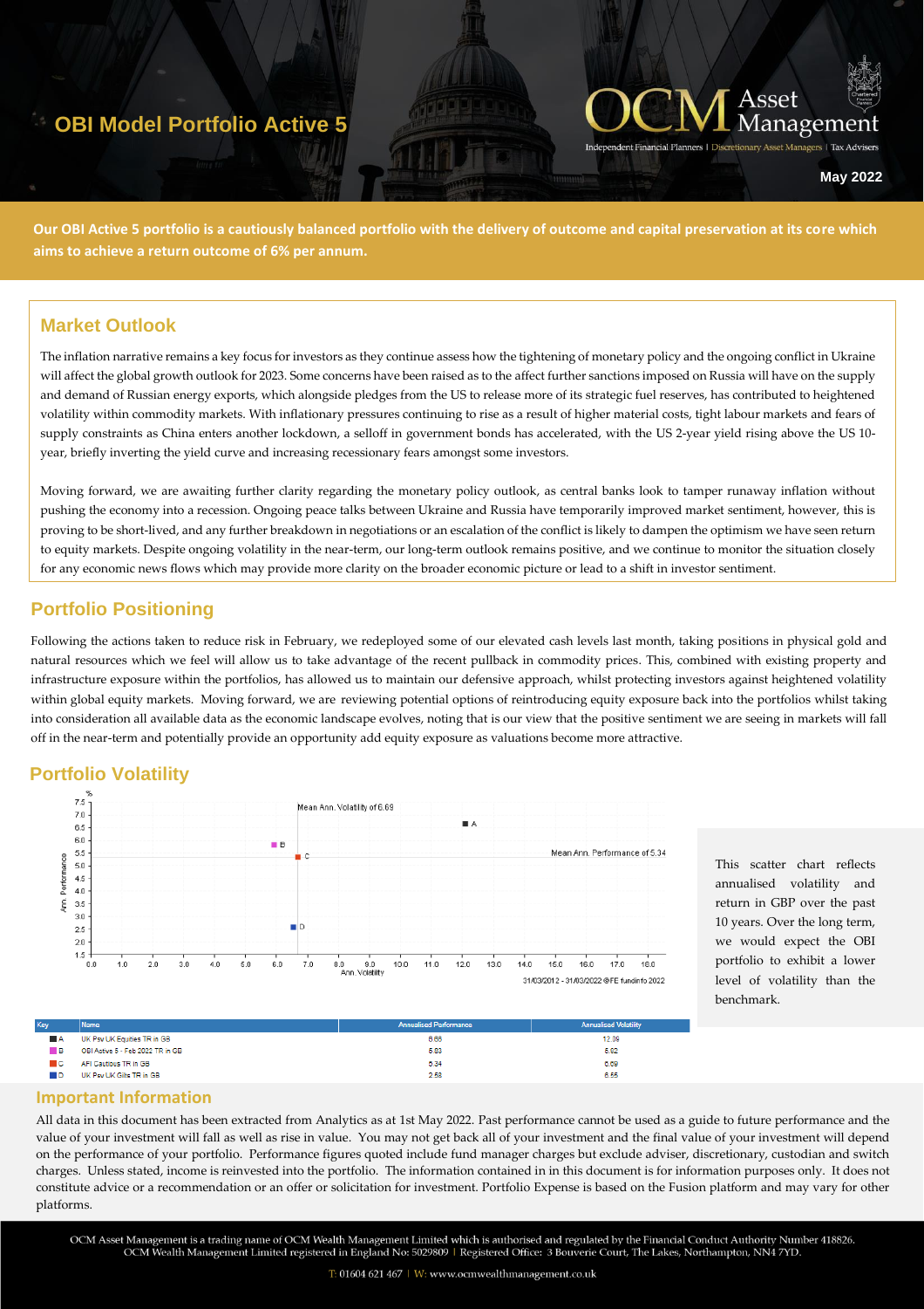# OBI Model Portfolio Active 5

OCM Asset Management

Independent Financial Planners | Discretionary Asset Managers | Tax Advisers

May 2022

**Our OBI Active 5 portfolio is a cautiously balanced portfolio with the delivery of outcome and capital preservation at its core which aims to achieve a return outcome of 6% per annum.**

## Market Outlook

The inflation narrative remains a key focus for investors as they continue assess how the tightening of monetary policy and the ongoing conflict in Ukraine will affect the global growth outlook for 2023. Some concerns have been raised as to the affect further sanctions imposed on Russia will have on the supply and demand of Russian energy exports, which alongside pledges from the US to release more of its strategic fuel reserves, has contributed to heightened volatility within commodity markets. With inflationary pressures continuing to rise as a result of higher material costs, tight labour markets and fears of supply constraints as China enters another lockdown, a selloff in government bonds has accelerated, with the US 2-year yield rising above the US 10-year, briefly inverting the yield curve and increasing recessionary fears amongst some investors.

Moving forward, we are awaiting further clarity regarding the monetary policy outlook, as central banks look to tamper runaway inflation without pushing the economy into a recession. Ongoing peace talks between Ukraine and Russia have temporarily improved market sentiment, however, this is proving to be short-lived, and any further breakdown in negotiations or an escalation of the conflict is likely to dampen the optimism we have seen return to equity markets. Despite ongoing volatility in the near-term, our long-term outlook remains positive, and we continue to monitor the situation closely for any economic news flows which may provide more clarity on the broader economic picture or lead to a shift in investor sentiment.

## Portfolio Positioning

Following the actions taken to reduce risk in February, we redeployed some of our elevated cash levels last month, taking positions in physical gold and natural resources which we feel will allow us to take advantage of the recent pullback in commodity prices. This, combined with existing property and infrastructure exposure within the portfolios, has allowed us to maintain our defensive approach, whilst protecting investors against heightened volatility within global equity markets. Moving forward, we are reviewing potential options of reintroducing equity exposure back into the portfolios whilst taking into consideration all available data as the economic landscape evolves, noting that is our view that the positive sentiment we are seeing in markets will fall off in the near-term and potentially provide an opportunity add equity exposure as valuations become more attractive.

## Portfolio Volatility

Mean Ann. Volatility of 6.69

Mean Ann. Performance of 5.34

Ann. Performance (%)

Ann. Volatility

31/03/2012 - 31/03/2022 ©FE fundinfo 2022

This scatter chart reflects annualised volatility and return in GBP over the past 10 years. Over the long term, we would expect the OBI portfolio to exhibit a lower level of volatility than the benchmark.

| Key | Name | Annualised Performance | Annualised Volatility |
|---|---|---|---|
| A | UK Psv UK Equities TR in GB | 6.66 | 12.09 |
| B | OBI Active 5 - Feb 2022 TR in GB | 5.83 | 5.82 |
| C | AFI Cautious TR in GB | 5.34 | 6.69 |
| D | UK Psv UK Gilts TR in GB | 2.58 | 6.55 |

## Important Information

All data in this document has been extracted from Analytics as at 1st May 2022. Past performance cannot be used as a guide to future performance and the value of your investment will fall as well as rise in value. You may not get back all of your investment and the final value of your investment will depend on the performance of your portfolio. Performance figures quoted include fund manager charges but exclude adviser, discretionary, custodian and switch charges. Unless stated, income is reinvested into the portfolio. The information contained in in this document is for information purposes only. It does not constitute advice or a recommendation or an offer or solicitation for investment. Portfolio Expense is based on the Fusion platform and may vary for other platforms.

OCM Asset Management is a trading name of OCM Wealth Management Limited which is authorised and regulated by the Financial Conduct Authority Number 418826. OCM Wealth Management Limited registered in England No: 5029809 | Registered Office: 3 Bouverie Court, The Lakes, Northampton, NN4 7YD.

T: 01604 621 467 | W: www.ocmwealthmanagement.co.uk